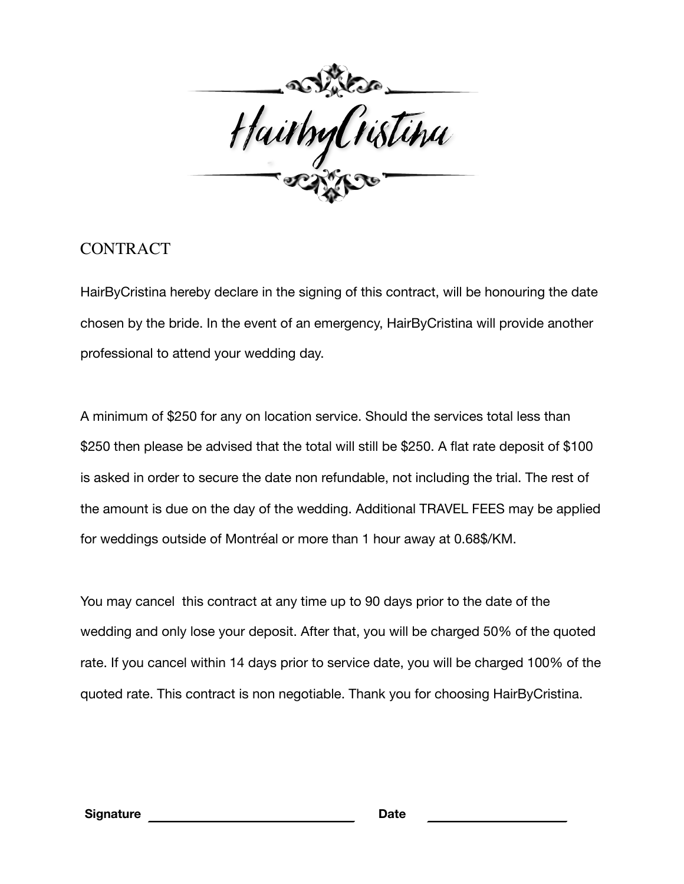# HairbyCristina

## CONTRACT

HairByCristina hereby declare in the signing of this contract, will be honouring the date chosen by the bride. In the event of an emergency, HairByCristina will provide another professional to attend your wedding day.

A minimum of $250 for any on location service. Should the services total less than $250 then please be advised that the total will still be $250. A flat rate deposit of $100 is asked in order to secure the date non refundable, not including the trial. The rest of the amount is due on the day of the wedding. Additional TRAVEL FEES may be applied for weddings outside of Montréal or more than 1 hour away at 0.68$/KM.

You may cancel this contract at any time up to 90 days prior to the date of the wedding and only lose your deposit. After that, you will be charged 50% of the quoted rate. If you cancel within 14 days prior to service date, you will be charged 100% of the quoted rate. This contract is non negotiable. Thank you for choosing HairByCristina.

**Signature** ______________________________ **Date** ____________________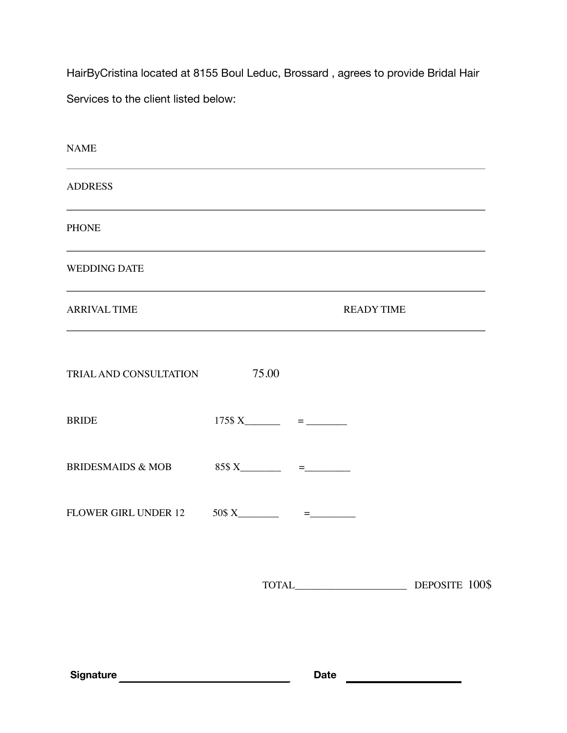HairByCristina located at 8155 Boul Leduc, Brossard , agrees to provide Bridal Hair Services to the client listed below:

NAME \_\_\_\_\_\_\_\_\_\_\_\_\_\_\_\_\_\_\_\_\_\_\_\_\_\_\_\_\_\_\_\_\_\_\_\_\_\_\_\_

ADDRESS \_\_\_\_\_\_\_\_\_\_\_\_\_\_\_\_\_\_\_\_\_\_\_\_\_\_\_\_\_\_\_\_\_\_\_\_\_\_\_\_

PHONE \_\_\_\_\_\_\_\_\_\_\_\_\_\_\_\_\_\_\_\_\_\_\_\_\_\_\_\_\_\_\_\_\_\_\_\_\_\_\_\_

WEDDING DATE \_\_\_\_\_\_\_\_\_\_\_\_\_\_\_\_\_\_\_\_\_\_\_\_\_\_\_\_\_\_\_\_\_\_\_\_\_\_\_\_

ARRIVAL TIME \_\_\_\_\_\_\_\_\_\_\_\_\_\_\_\_\_\_\_\_ READY TIME \_\_\_\_\_\_\_\_\_\_\_\_\_\_\_\_\_\_\_\_

TRIAL AND CONSULTATION 75.00

BRIDE 175$ X\_\_\_\_\_\_\_ = \_\_\_\_\_\_\_\_

BRIDESMAIDS & MOB 85$ X\_\_\_\_\_\_\_\_ =\_\_\_\_\_\_\_\_\_

FLOWER GIRL UNDER 12 50$ X\_\_\_\_\_\_\_\_ =\_\_\_\_\_\_\_\_\_

TOTAL\_\_\_\_\_\_\_\_\_\_\_\_\_\_\_\_\_\_\_\_\_\_ DEPOSITE 100$

**Signature** \_\_\_\_\_\_\_\_\_\_\_\_\_\_\_\_\_\_\_\_\_\_\_\_\_\_\_\_\_\_\_\_ **Date** \_\_\_\_\_\_\_\_\_\_\_\_\_\_\_\_\_\_\_\_\_\_